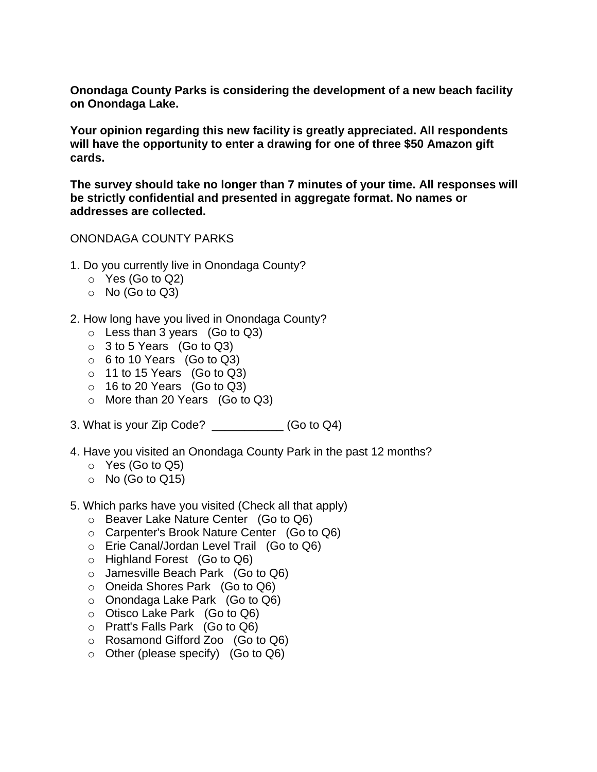**Onondaga County Parks is considering the development of a new beach facility on Onondaga Lake.**

**Your opinion regarding this new facility is greatly appreciated. All respondents will have the opportunity to enter a drawing for one of three $50 Amazon gift cards.**

**The survey should take no longer than 7 minutes of your time. All responses will be strictly confidential and presented in aggregate format. No names or addresses are collected.**

ONONDAGA COUNTY PARKS

1. Do you currently live in Onondaga County?
   - Yes (Go to Q2)
   - No (Go to Q3)

2. How long have you lived in Onondaga County?
   - Less than 3 years (Go to Q3)
   - 3 to 5 Years (Go to Q3)
   - 6 to 10 Years (Go to Q3)
   - 11 to 15 Years (Go to Q3)
   - 16 to 20 Years (Go to Q3)
   - More than 20 Years (Go to Q3)

3. What is your Zip Code? ___________ (Go to Q4)

4. Have you visited an Onondaga County Park in the past 12 months?
   - Yes (Go to Q5)
   - No (Go to Q15)

5. Which parks have you visited (Check all that apply)
   - Beaver Lake Nature Center (Go to Q6)
   - Carpenter's Brook Nature Center (Go to Q6)
   - Erie Canal/Jordan Level Trail (Go to Q6)
   - Highland Forest (Go to Q6)
   - Jamesville Beach Park (Go to Q6)
   - Oneida Shores Park (Go to Q6)
   - Onondaga Lake Park (Go to Q6)
   - Otisco Lake Park (Go to Q6)
   - Pratt's Falls Park (Go to Q6)
   - Rosamond Gifford Zoo (Go to Q6)
   - Other (please specify) (Go to Q6)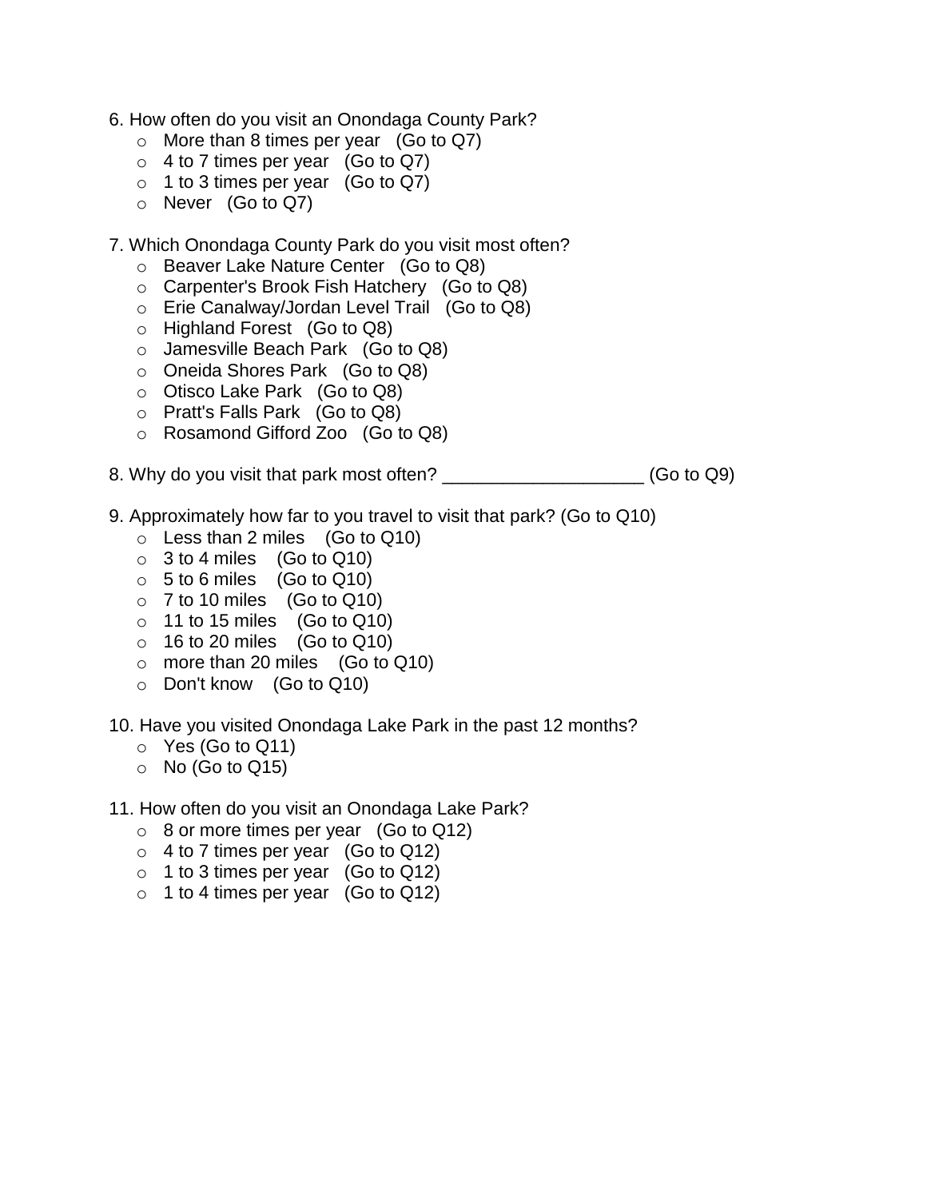6. How often do you visit an Onondaga County Park?
- More than 8 times per year (Go to Q7)
- 4 to 7 times per year (Go to Q7)
- 1 to 3 times per year (Go to Q7)
- Never (Go to Q7)

7. Which Onondaga County Park do you visit most often?
- Beaver Lake Nature Center (Go to Q8)
- Carpenter's Brook Fish Hatchery (Go to Q8)
- Erie Canalway/Jordan Level Trail (Go to Q8)
- Highland Forest (Go to Q8)
- Jamesville Beach Park (Go to Q8)
- Oneida Shores Park (Go to Q8)
- Otisco Lake Park (Go to Q8)
- Pratt's Falls Park (Go to Q8)
- Rosamond Gifford Zoo (Go to Q8)

8. Why do you visit that park most often? ____________________ (Go to Q9)

9. Approximately how far to you travel to visit that park? (Go to Q10)
- Less than 2 miles (Go to Q10)
- 3 to 4 miles (Go to Q10)
- 5 to 6 miles (Go to Q10)
- 7 to 10 miles (Go to Q10)
- 11 to 15 miles (Go to Q10)
- 16 to 20 miles (Go to Q10)
- more than 20 miles (Go to Q10)
- Don't know (Go to Q10)

10. Have you visited Onondaga Lake Park in the past 12 months?
- Yes (Go to Q11)
- No (Go to Q15)

11. How often do you visit an Onondaga Lake Park?
- 8 or more times per year (Go to Q12)
- 4 to 7 times per year (Go to Q12)
- 1 to 3 times per year (Go to Q12)
- 1 to 4 times per year (Go to Q12)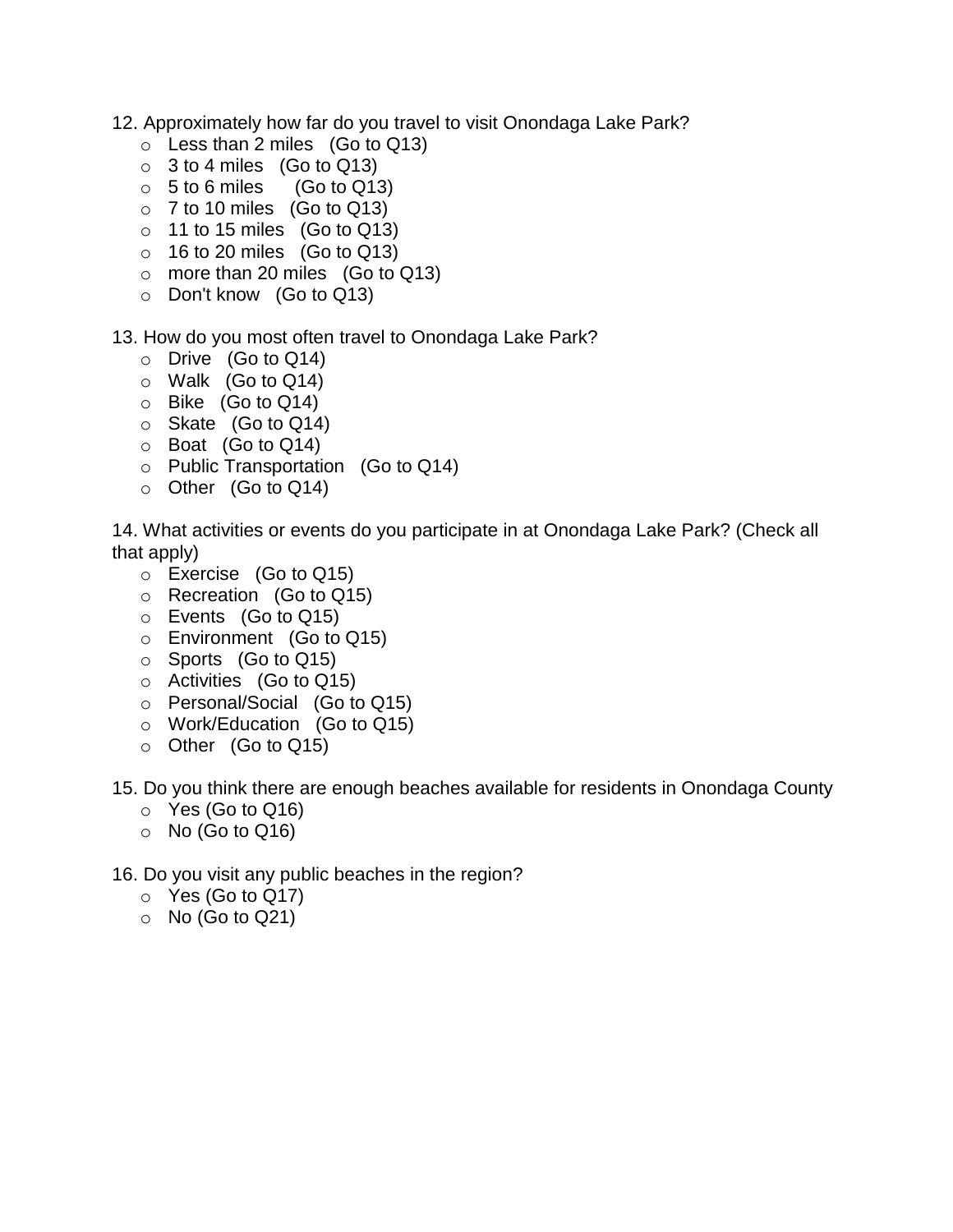12. Approximately how far do you travel to visit Onondaga Lake Park?

- Less than 2 miles (Go to Q13)
- 3 to 4 miles (Go to Q13)
- 5 to 6 miles (Go to Q13)
- 7 to 10 miles (Go to Q13)
- 11 to 15 miles (Go to Q13)
- 16 to 20 miles (Go to Q13)
- more than 20 miles (Go to Q13)
- Don't know (Go to Q13)

13. How do you most often travel to Onondaga Lake Park?

- Drive (Go to Q14)
- Walk (Go to Q14)
- Bike (Go to Q14)
- Skate (Go to Q14)
- Boat (Go to Q14)
- Public Transportation (Go to Q14)
- Other (Go to Q14)

14. What activities or events do you participate in at Onondaga Lake Park? (Check all that apply)

- Exercise (Go to Q15)
- Recreation (Go to Q15)
- Events (Go to Q15)
- Environment (Go to Q15)
- Sports (Go to Q15)
- Activities (Go to Q15)
- Personal/Social (Go to Q15)
- Work/Education (Go to Q15)
- Other (Go to Q15)

15. Do you think there are enough beaches available for residents in Onondaga County

- Yes (Go to Q16)
- No (Go to Q16)

16. Do you visit any public beaches in the region?

- Yes (Go to Q17)
- No (Go to Q21)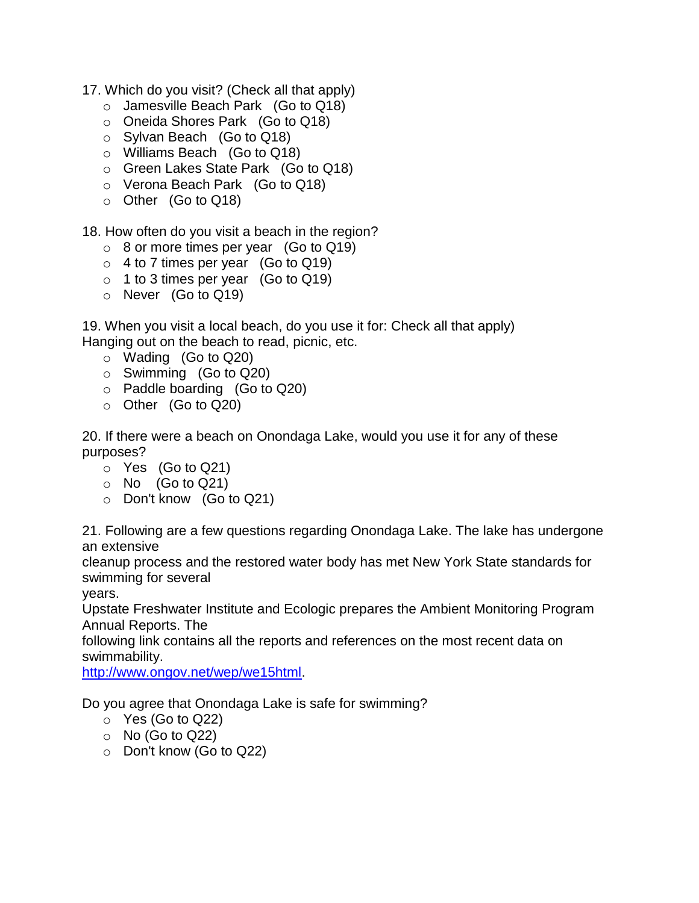17. Which do you visit? (Check all that apply)
   - Jamesville Beach Park (Go to Q18)
   - Oneida Shores Park (Go to Q18)
   - Sylvan Beach (Go to Q18)
   - Williams Beach (Go to Q18)
   - Green Lakes State Park (Go to Q18)
   - Verona Beach Park (Go to Q18)
   - Other (Go to Q18)

18. How often do you visit a beach in the region?
   - 8 or more times per year (Go to Q19)
   - 4 to 7 times per year (Go to Q19)
   - 1 to 3 times per year (Go to Q19)
   - Never (Go to Q19)

19. When you visit a local beach, do you use it for: Check all that apply)
Hanging out on the beach to read, picnic, etc.
   - Wading (Go to Q20)
   - Swimming (Go to Q20)
   - Paddle boarding (Go to Q20)
   - Other (Go to Q20)

20. If there were a beach on Onondaga Lake, would you use it for any of these purposes?
   - Yes (Go to Q21)
   - No (Go to Q21)
   - Don't know (Go to Q21)

21. Following are a few questions regarding Onondaga Lake. The lake has undergone an extensive
cleanup process and the restored water body has met New York State standards for swimming for several
years.
Upstate Freshwater Institute and Ecologic prepares the Ambient Monitoring Program Annual Reports. The
following link contains all the reports and references on the most recent data on swimmability.
[http://www.ongov.net/wep/we15html](http://www.ongov.net/wep/we15html).

Do you agree that Onondaga Lake is safe for swimming?
   - Yes (Go to Q22)
   - No (Go to Q22)
   - Don't know (Go to Q22)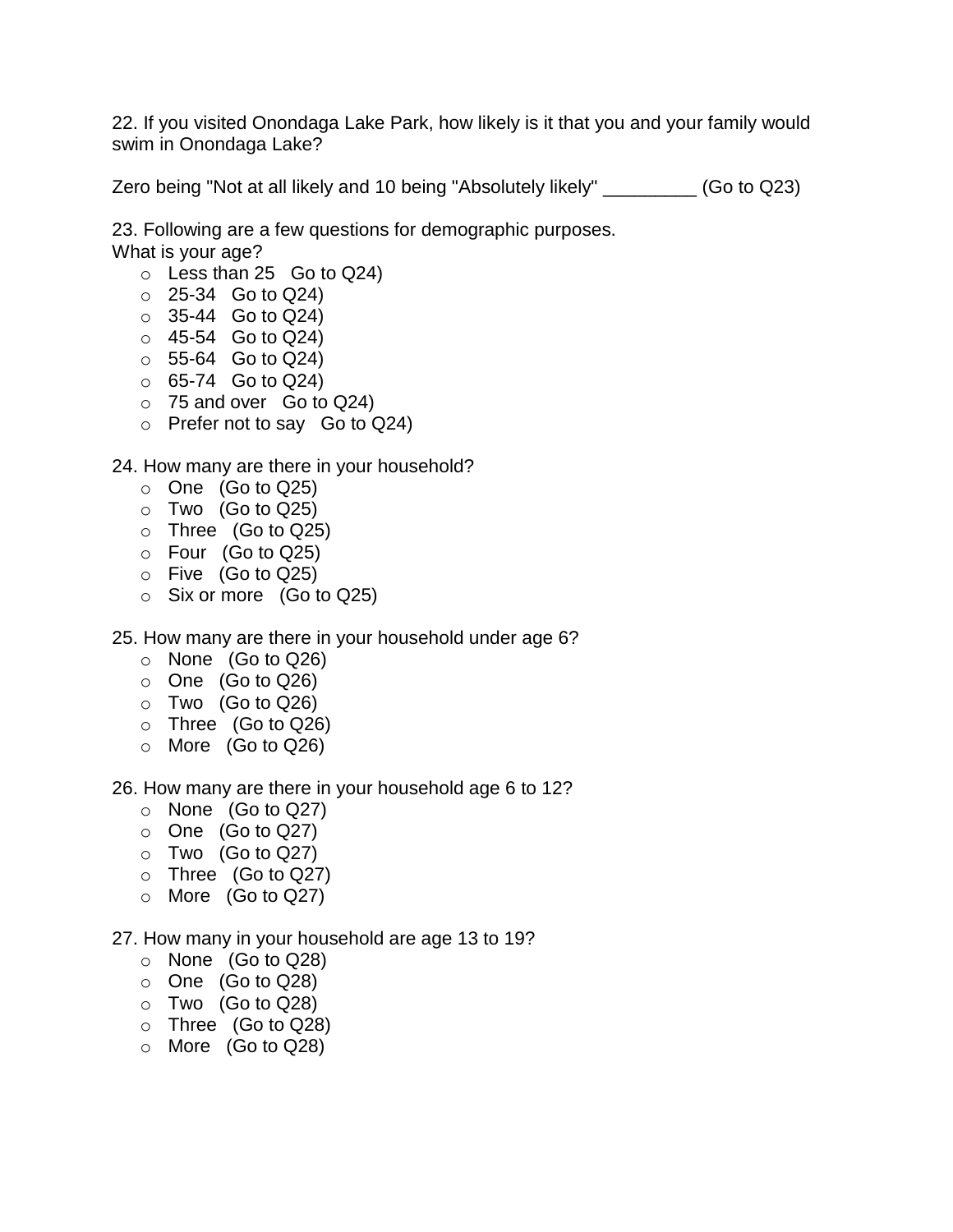22. If you visited Onondaga Lake Park, how likely is it that you and your family would swim in Onondaga Lake?

Zero being "Not at all likely and 10 being "Absolutely likely" _________ (Go to Q23)

23. Following are a few questions for demographic purposes.
What is your age?

- Less than 25   Go to Q24)
- 25-34   Go to Q24)
- 35-44   Go to Q24)
- 45-54   Go to Q24)
- 55-64   Go to Q24)
- 65-74   Go to Q24)
- 75 and over   Go to Q24)
- Prefer not to say   Go to Q24)

24. How many are there in your household?

- One   (Go to Q25)
- Two   (Go to Q25)
- Three   (Go to Q25)
- Four   (Go to Q25)
- Five   (Go to Q25)
- Six or more   (Go to Q25)

25. How many are there in your household under age 6?

- None   (Go to Q26)
- One   (Go to Q26)
- Two   (Go to Q26)
- Three   (Go to Q26)
- More   (Go to Q26)

26. How many are there in your household age 6 to 12?

- None   (Go to Q27)
- One   (Go to Q27)
- Two   (Go to Q27)
- Three   (Go to Q27)
- More   (Go to Q27)

27. How many in your household are age 13 to 19?

- None   (Go to Q28)
- One   (Go to Q28)
- Two   (Go to Q28)
- Three   (Go to Q28)
- More   (Go to Q28)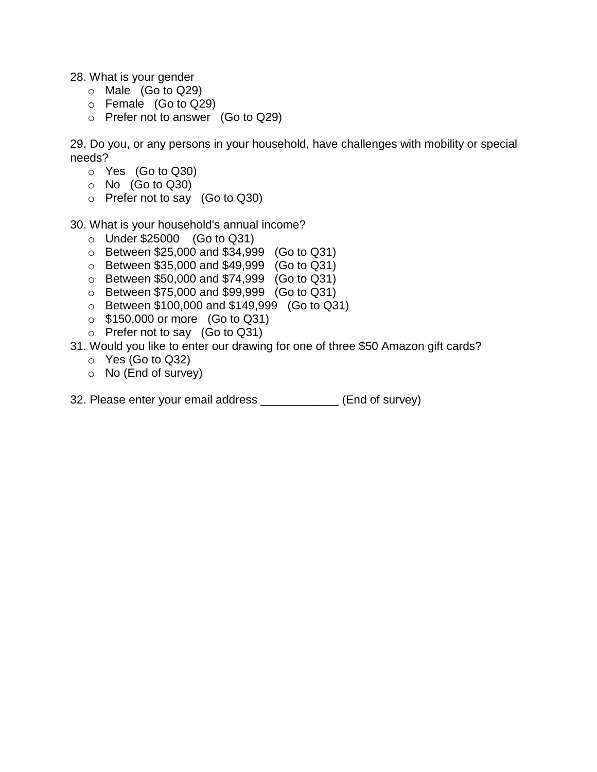28. What is your gender
    - Male (Go to Q29)
    - Female (Go to Q29)
    - Prefer not to answer (Go to Q29)

29. Do you, or any persons in your household, have challenges with mobility or special needs?
    - Yes (Go to Q30)
    - No (Go to Q30)
    - Prefer not to say (Go to Q30)

30. What is your household's annual income?
    - Under $25000 (Go to Q31)
    - Between $25,000 and $34,999 (Go to Q31)
    - Between $35,000 and $49,999 (Go to Q31)
    - Between $50,000 and $74,999 (Go to Q31)
    - Between $75,000 and $99,999 (Go to Q31)
    - Between $100,000 and $149,999 (Go to Q31)
    - $150,000 or more (Go to Q31)
    - Prefer not to say (Go to Q31)

31. Would you like to enter our drawing for one of three $50 Amazon gift cards?
    - Yes (Go to Q32)
    - No (End of survey)

32. Please enter your email address ____________ (End of survey)